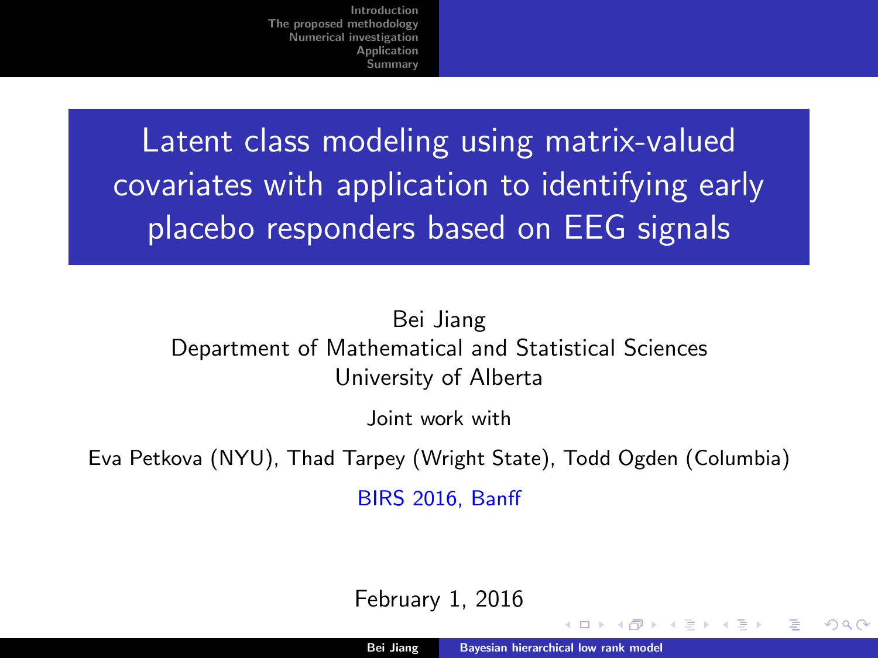# Latent class modeling using matrix-valued covariates with application to identifying early placebo responders based on EEG signals

Bei Jiang
Department of Mathematical and Statistical Sciences
University of Alberta

Joint work with

Eva Petkova (NYU), Thad Tarpey (Wright State), Todd Ogden (Columbia)

BIRS 2016, Banff

February 1, 2016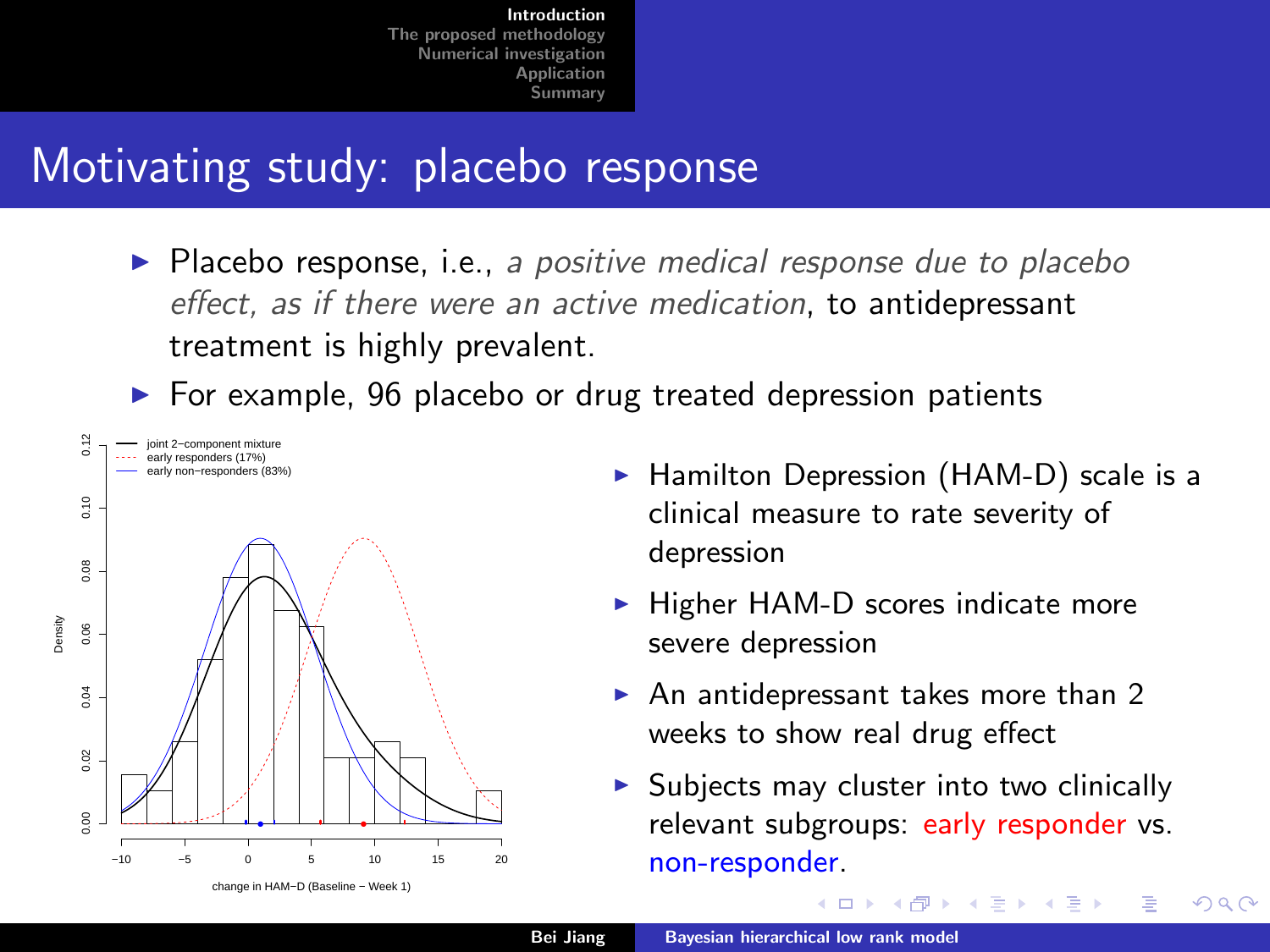# Motivating study: placebo response

- Placebo response, i.e., *a positive medical response due to placebo effect, as if there were an active medication*, to antidepressant treatment is highly prevalent.
- For example, 96 placebo or drug treated depression patients

  - Hamilton Depression (HAM-D) scale is a clinical measure to rate severity of depression
  - Higher HAM-D scores indicate more severe depression
  - An antidepressant takes more than 2 weeks to show real drug effect
  - Subjects may cluster into two clinically relevant subgroups: early responder vs. non-responder.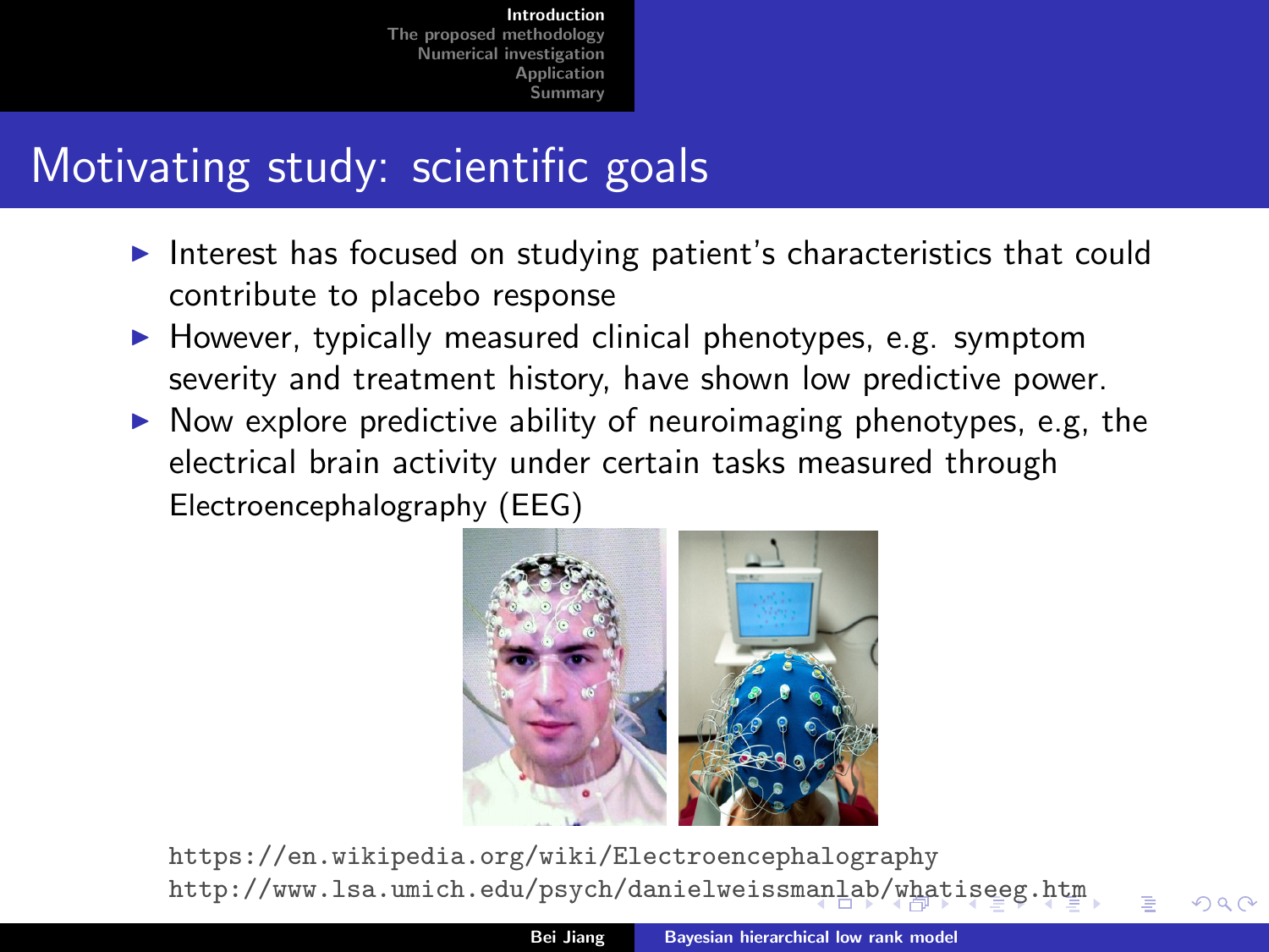# Motivating study: scientific goals

- Interest has focused on studying patient's characteristics that could contribute to placebo response
- However, typically measured clinical phenotypes, e.g. symptom severity and treatment history, have shown low predictive power.
- Now explore predictive ability of neuroimaging phenotypes, e.g, the electrical brain activity under certain tasks measured through Electroencephalography (EEG)

https://en.wikipedia.org/wiki/Electroencephalography
http://www.lsa.umich.edu/psych/danielweissmanlab/whatiseeg.htm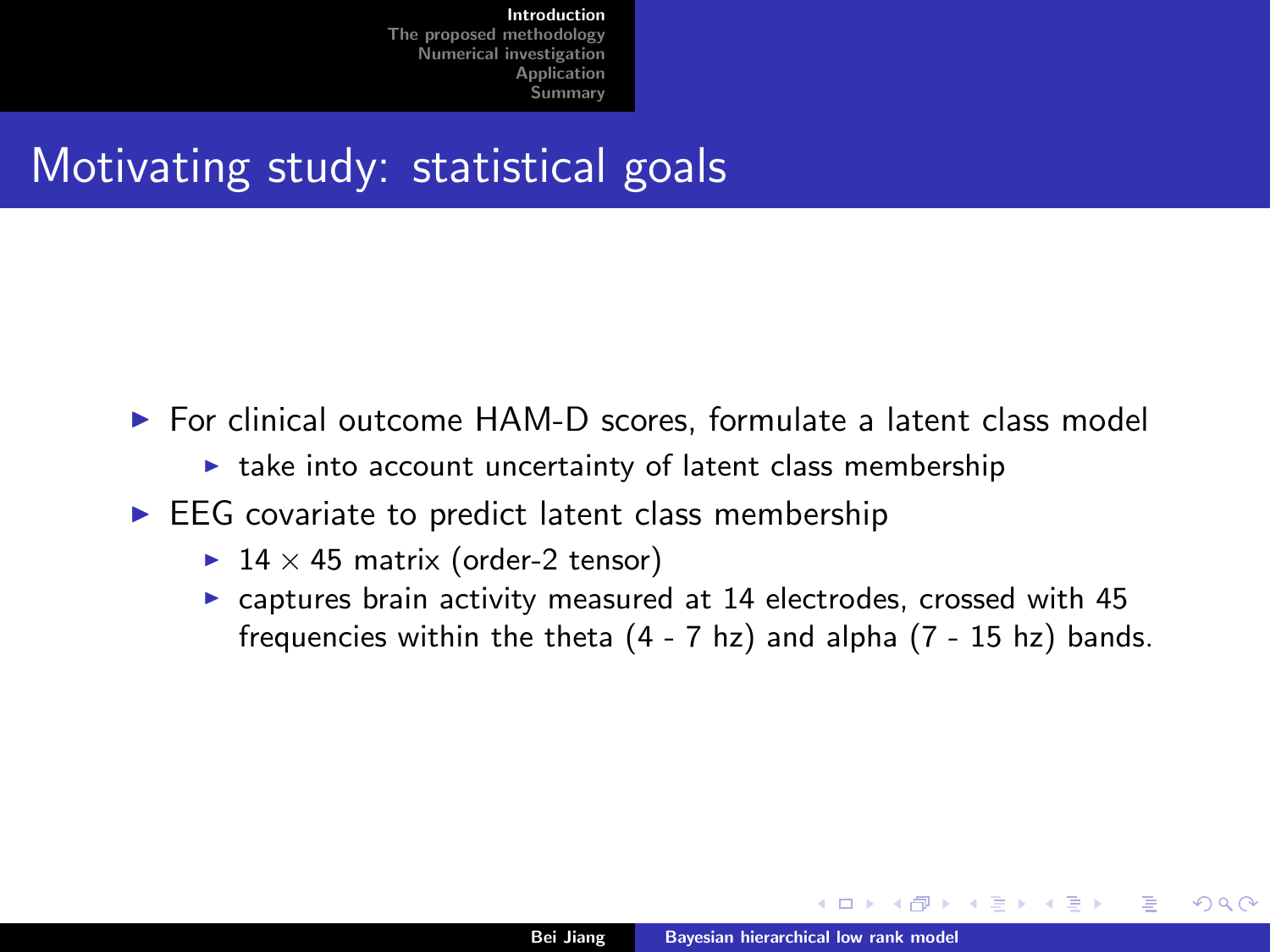## Motivating study: statistical goals

- For clinical outcome HAM-D scores, formulate a latent class model
  - take into account uncertainty of latent class membership
- EEG covariate to predict latent class membership
  - $14 \times 45$ matrix (order-2 tensor)
  - captures brain activity measured at 14 electrodes, crossed with 45 frequencies within the theta (4 - 7 hz) and alpha (7 - 15 hz) bands.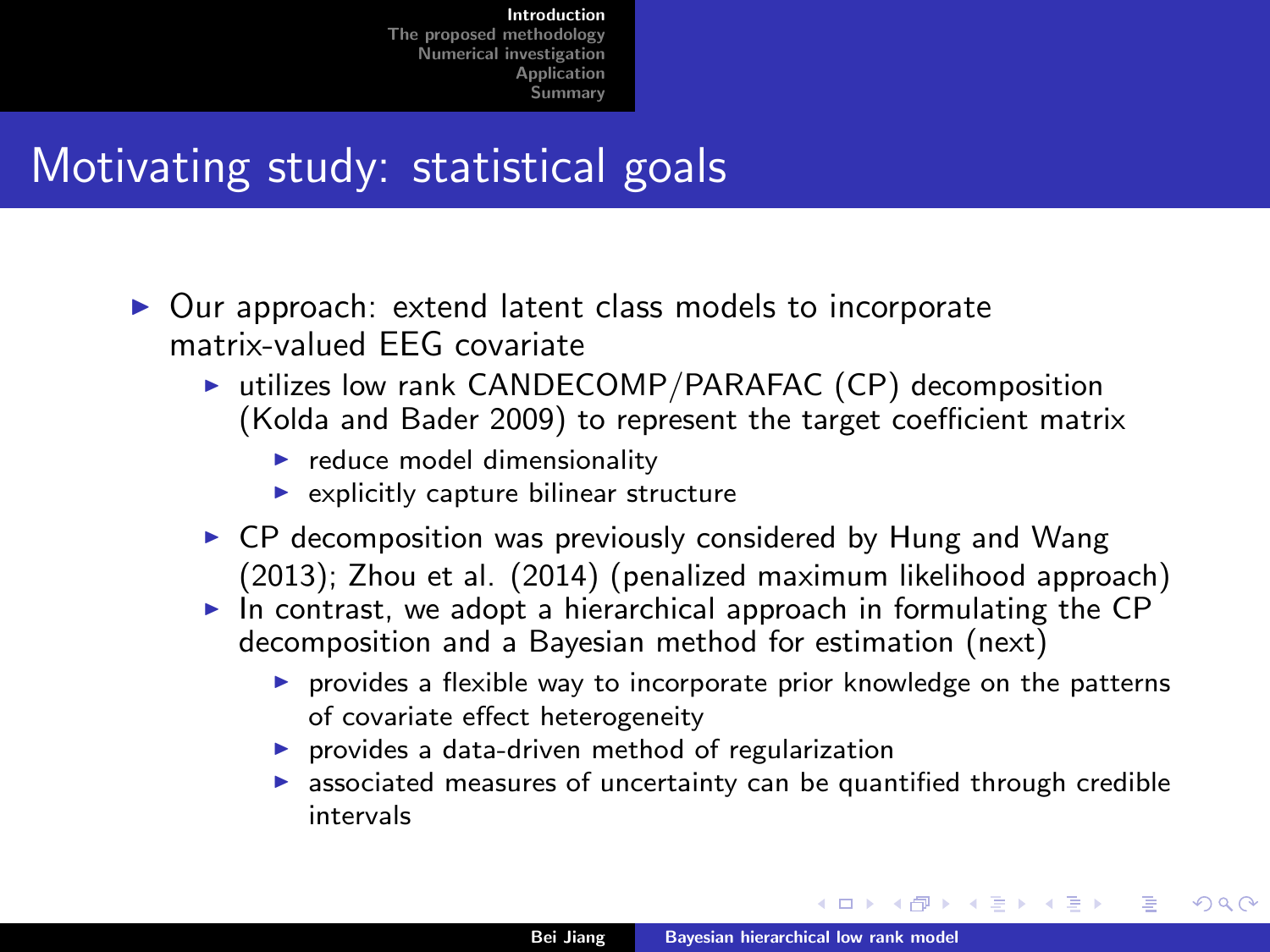# Motivating study: statistical goals

- Our approach: extend latent class models to incorporate matrix-valued EEG covariate
  - utilizes low rank CANDECOMP/PARAFAC (CP) decomposition (Kolda and Bader 2009) to represent the target coefficient matrix
    - reduce model dimensionality
    - explicitly capture bilinear structure
  - CP decomposition was previously considered by Hung and Wang (2013); Zhou et al. (2014) (penalized maximum likelihood approach)
  - In contrast, we adopt a hierarchical approach in formulating the CP decomposition and a Bayesian method for estimation (next)
    - provides a flexible way to incorporate prior knowledge on the patterns of covariate effect heterogeneity
    - provides a data-driven method of regularization
    - associated measures of uncertainty can be quantified through credible intervals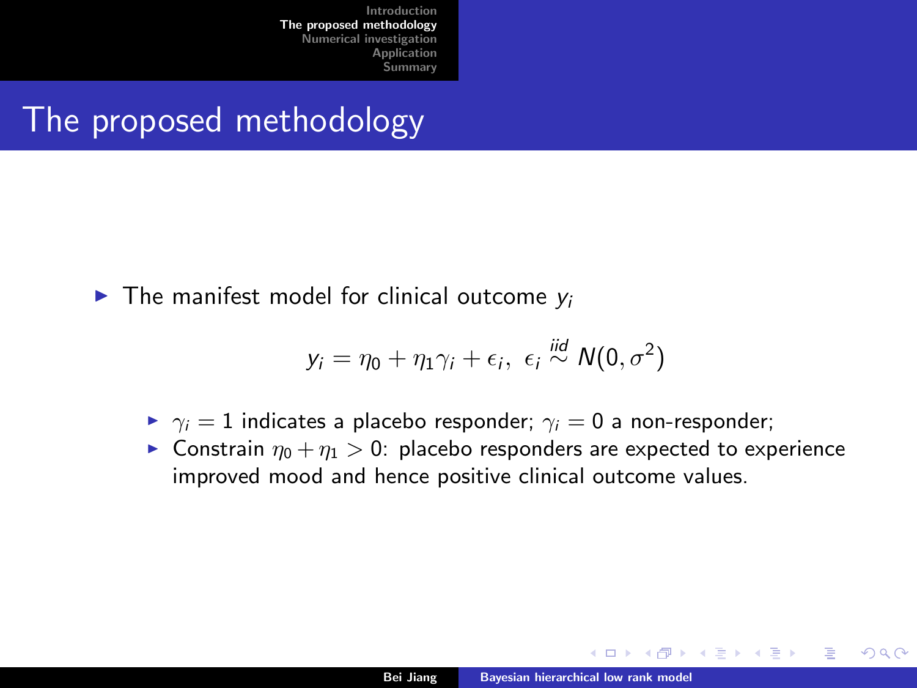# The proposed methodology

- The manifest model for clinical outcome $y_i$

$$y_i = \eta_0 + \eta_1 \gamma_i + \epsilon_i,\ \ \epsilon_i \overset{iid}{\sim} N(0, \sigma^2)$$

  - $\gamma_i = 1$ indicates a placebo responder; $\gamma_i = 0$ a non-responder;
  - Constrain $\eta_0 + \eta_1 > 0$: placebo responders are expected to experience improved mood and hence positive clinical outcome values.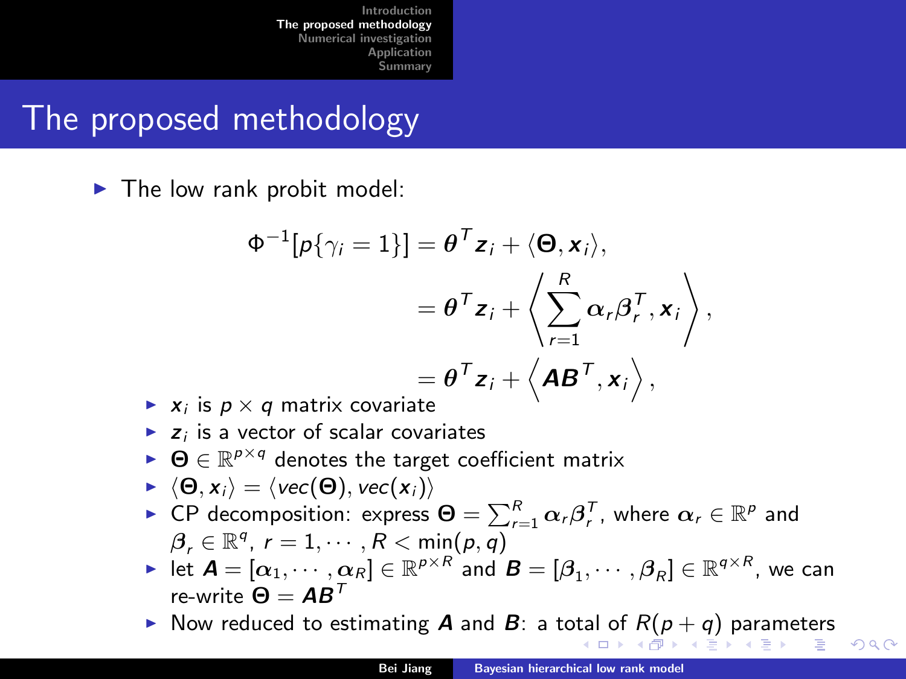# The proposed methodology

- The low rank probit model:

$$
\begin{aligned}
\Phi^{-1}[p\{\gamma_i = 1\}] &= \boldsymbol{\theta}^T \boldsymbol{z}_i + \langle \boldsymbol{\Theta}, \boldsymbol{x}_i \rangle, \\
&= \boldsymbol{\theta}^T \boldsymbol{z}_i + \left\langle \sum_{r=1}^{R} \boldsymbol{\alpha}_r \boldsymbol{\beta}_r^T, \boldsymbol{x}_i \right\rangle, \\
&= \boldsymbol{\theta}^T \boldsymbol{z}_i + \left\langle \boldsymbol{A}\boldsymbol{B}^T, \boldsymbol{x}_i \right\rangle,
\end{aligned}
$$

  - $\boldsymbol{x}_i$ is $p \times q$ matrix covariate
  - $\boldsymbol{z}_i$ is a vector of scalar covariates
  - $\boldsymbol{\Theta} \in \mathbb{R}^{p \times q}$ denotes the target coefficient matrix
  - $\langle \boldsymbol{\Theta}, \boldsymbol{x}_i \rangle = \langle vec(\boldsymbol{\Theta}), vec(\boldsymbol{x}_i) \rangle$
  - CP decomposition: express $\boldsymbol{\Theta} = \sum_{r=1}^{R} \boldsymbol{\alpha}_r \boldsymbol{\beta}_r^T$, where $\boldsymbol{\alpha}_r \in \mathbb{R}^p$ and $\boldsymbol{\beta}_r \in \mathbb{R}^q$, $r = 1, \cdots, R < \min(p, q)$
  - let $\boldsymbol{A} = [\boldsymbol{\alpha}_1, \cdots, \boldsymbol{\alpha}_R] \in \mathbb{R}^{p \times R}$ and $\boldsymbol{B} = [\boldsymbol{\beta}_1, \cdots, \boldsymbol{\beta}_R] \in \mathbb{R}^{q \times R}$, we can re-write $\boldsymbol{\Theta} = \boldsymbol{A}\boldsymbol{B}^T$
  - Now reduced to estimating $\boldsymbol{A}$ and $\boldsymbol{B}$: a total of $R(p + q)$ parameters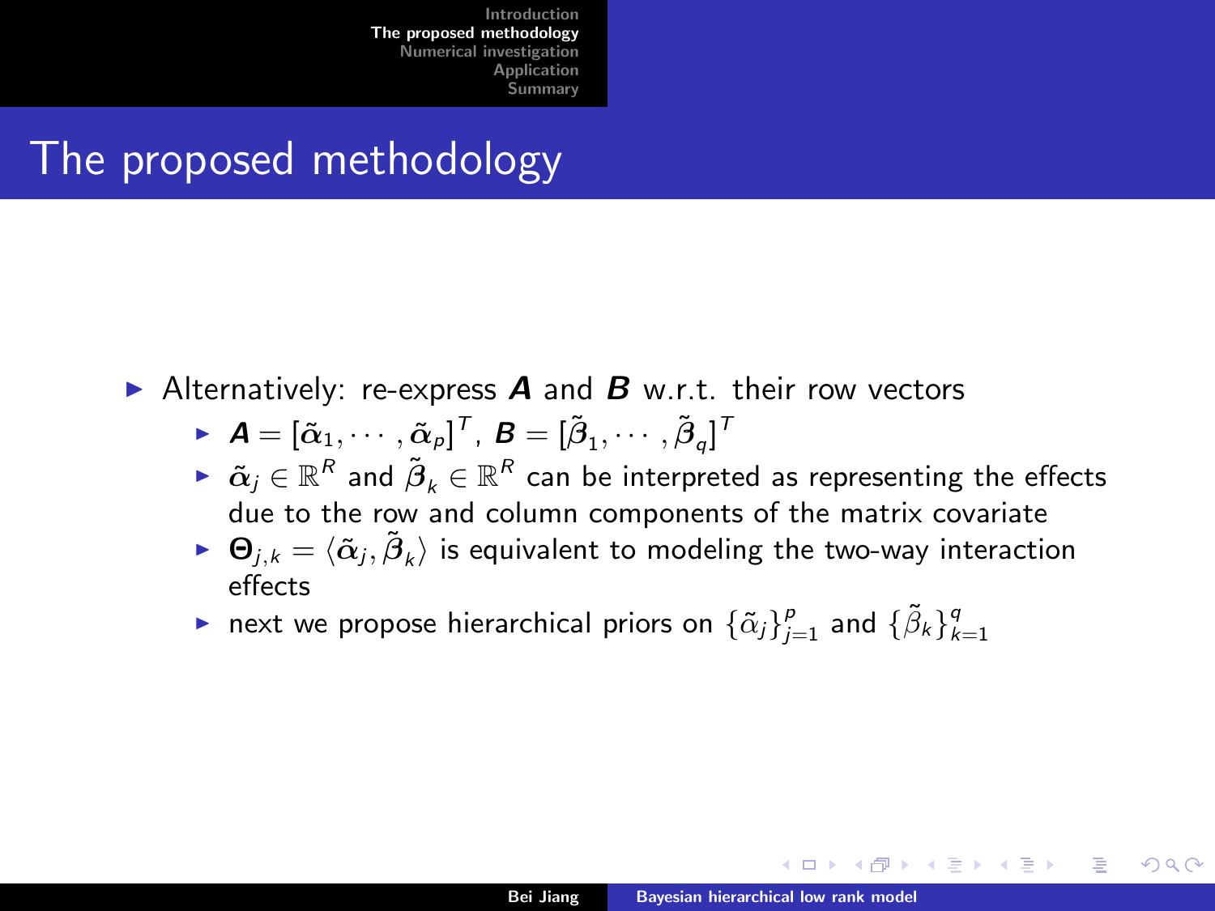# The proposed methodology

- Alternatively: re-express $\boldsymbol{A}$ and $\boldsymbol{B}$ w.r.t. their row vectors
  - $\boldsymbol{A} = [\tilde{\boldsymbol{\alpha}}_1, \cdots, \tilde{\boldsymbol{\alpha}}_p]^T$, $\boldsymbol{B} = [\tilde{\boldsymbol{\beta}}_1, \cdots, \tilde{\boldsymbol{\beta}}_q]^T$
  - $\tilde{\boldsymbol{\alpha}}_j \in \mathbb{R}^R$ and $\tilde{\boldsymbol{\beta}}_k \in \mathbb{R}^R$ can be interpreted as representing the effects due to the row and column components of the matrix covariate
  - $\boldsymbol{\Theta}_{j,k} = \langle \tilde{\boldsymbol{\alpha}}_j, \tilde{\boldsymbol{\beta}}_k \rangle$ is equivalent to modeling the two-way interaction effects
  - next we propose hierarchical priors on $\{\tilde{\alpha}_j\}_{j=1}^p$ and $\{\tilde{\beta}_k\}_{k=1}^q$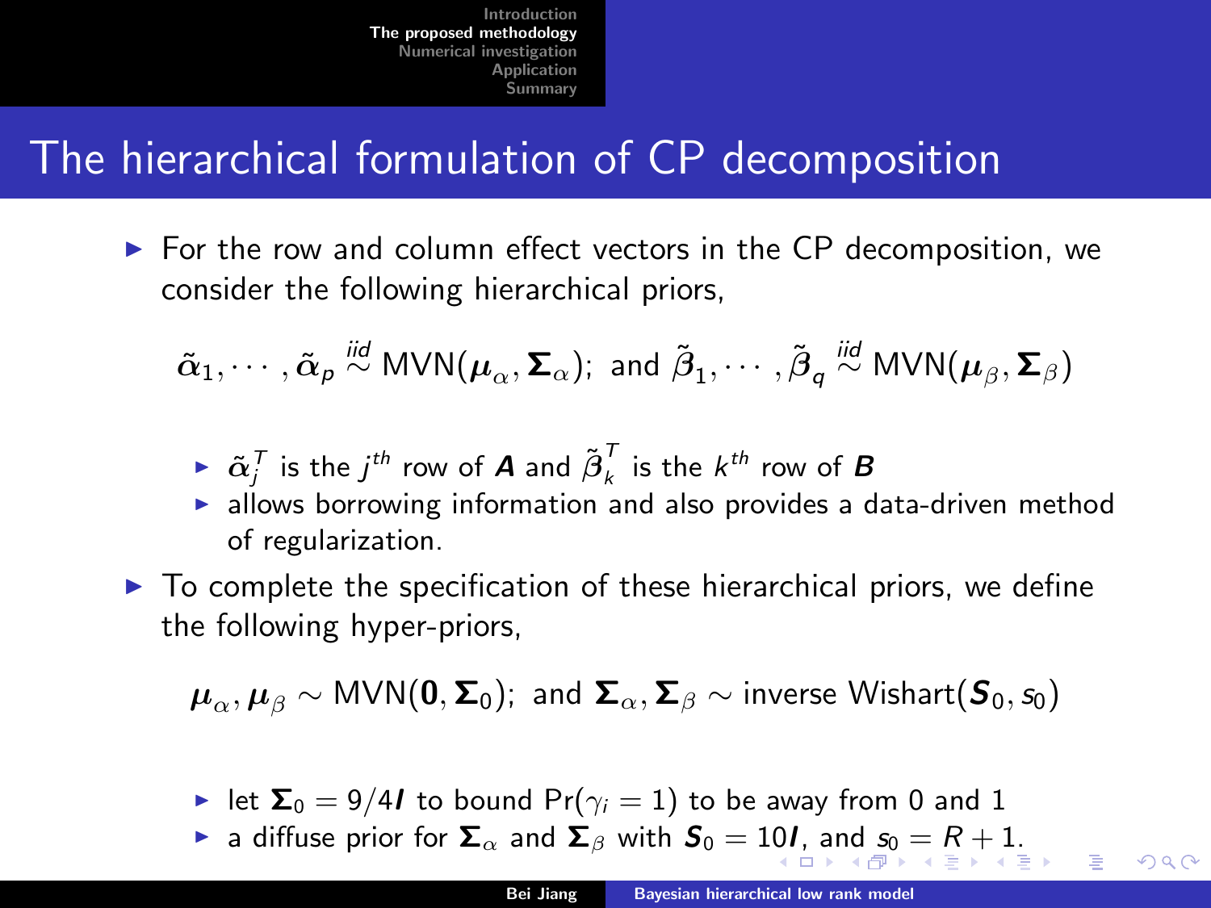# The hierarchical formulation of CP decomposition

- For the row and column effect vectors in the CP decomposition, we consider the following hierarchical priors,

$$\tilde{\boldsymbol{\alpha}}_1, \cdots, \tilde{\boldsymbol{\alpha}}_p \overset{iid}{\sim} \text{MVN}(\boldsymbol{\mu}_\alpha, \boldsymbol{\Sigma}_\alpha);\ \text{and}\ \tilde{\boldsymbol{\beta}}_1, \cdots, \tilde{\boldsymbol{\beta}}_q \overset{iid}{\sim} \text{MVN}(\boldsymbol{\mu}_\beta, \boldsymbol{\Sigma}_\beta)$$

  - $\tilde{\boldsymbol{\alpha}}_j^T$ is the $j^{th}$ row of $\boldsymbol{A}$ and $\tilde{\boldsymbol{\beta}}_k^T$ is the $k^{th}$ row of $\boldsymbol{B}$
  - allows borrowing information and also provides a data-driven method of regularization.

- To complete the specification of these hierarchical priors, we define the following hyper-priors,

$$\boldsymbol{\mu}_\alpha, \boldsymbol{\mu}_\beta \sim \text{MVN}(\mathbf{0}, \boldsymbol{\Sigma}_0);\ \text{and}\ \boldsymbol{\Sigma}_\alpha, \boldsymbol{\Sigma}_\beta \sim \text{inverse Wishart}(\boldsymbol{S}_0, s_0)$$

  - let $\boldsymbol{\Sigma}_0 = 9/4\boldsymbol{I}$ to bound $\Pr(\gamma_i = 1)$ to be away from 0 and 1
  - a diffuse prior for $\boldsymbol{\Sigma}_\alpha$ and $\boldsymbol{\Sigma}_\beta$ with $\boldsymbol{S}_0 = 10\boldsymbol{I}$, and $s_0 = R + 1$.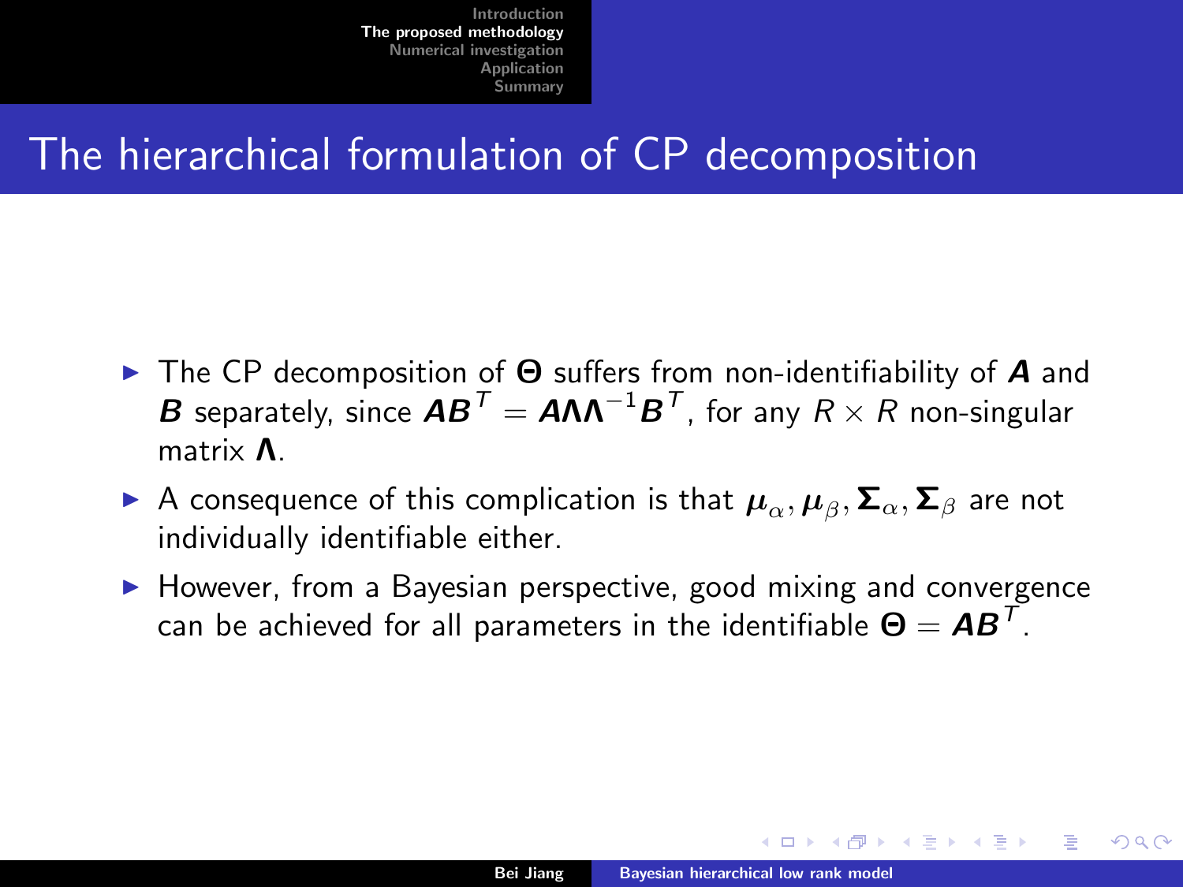# The hierarchical formulation of CP decomposition

- The CP decomposition of $\boldsymbol{\Theta}$ suffers from non-identifiability of $\boldsymbol{A}$ and $\boldsymbol{B}$ separately, since $\boldsymbol{A}\boldsymbol{B}^T = \boldsymbol{A}\boldsymbol{\Lambda}\boldsymbol{\Lambda}^{-1}\boldsymbol{B}^T$, for any $R \times R$ non-singular matrix $\boldsymbol{\Lambda}$.
- A consequence of this complication is that $\boldsymbol{\mu}_\alpha, \boldsymbol{\mu}_\beta, \boldsymbol{\Sigma}_\alpha, \boldsymbol{\Sigma}_\beta$ are not individually identifiable either.
- However, from a Bayesian perspective, good mixing and convergence can be achieved for all parameters in the identifiable $\boldsymbol{\Theta} = \boldsymbol{A}\boldsymbol{B}^T$.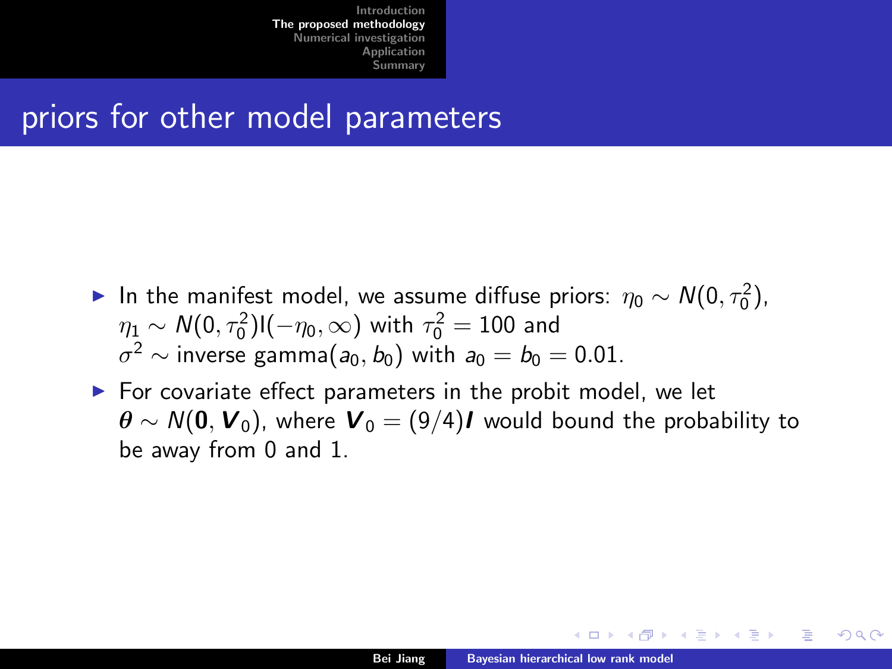## priors for other model parameters

- In the manifest model, we assume diffuse priors: $\eta_0 \sim N(0, \tau_0^2)$, $\eta_1 \sim N(0, \tau_0^2)\mathrm{I}(-\eta_0, \infty)$ with $\tau_0^2 = 100$ and $\sigma^2 \sim$ inverse gamma$(a_0, b_0)$ with $a_0 = b_0 = 0.01$.
- For covariate effect parameters in the probit model, we let $\boldsymbol{\theta} \sim N(\mathbf{0}, \boldsymbol{V}_0)$, where $\boldsymbol{V}_0 = (9/4)\boldsymbol{I}$ would bound the probability to be away from 0 and 1.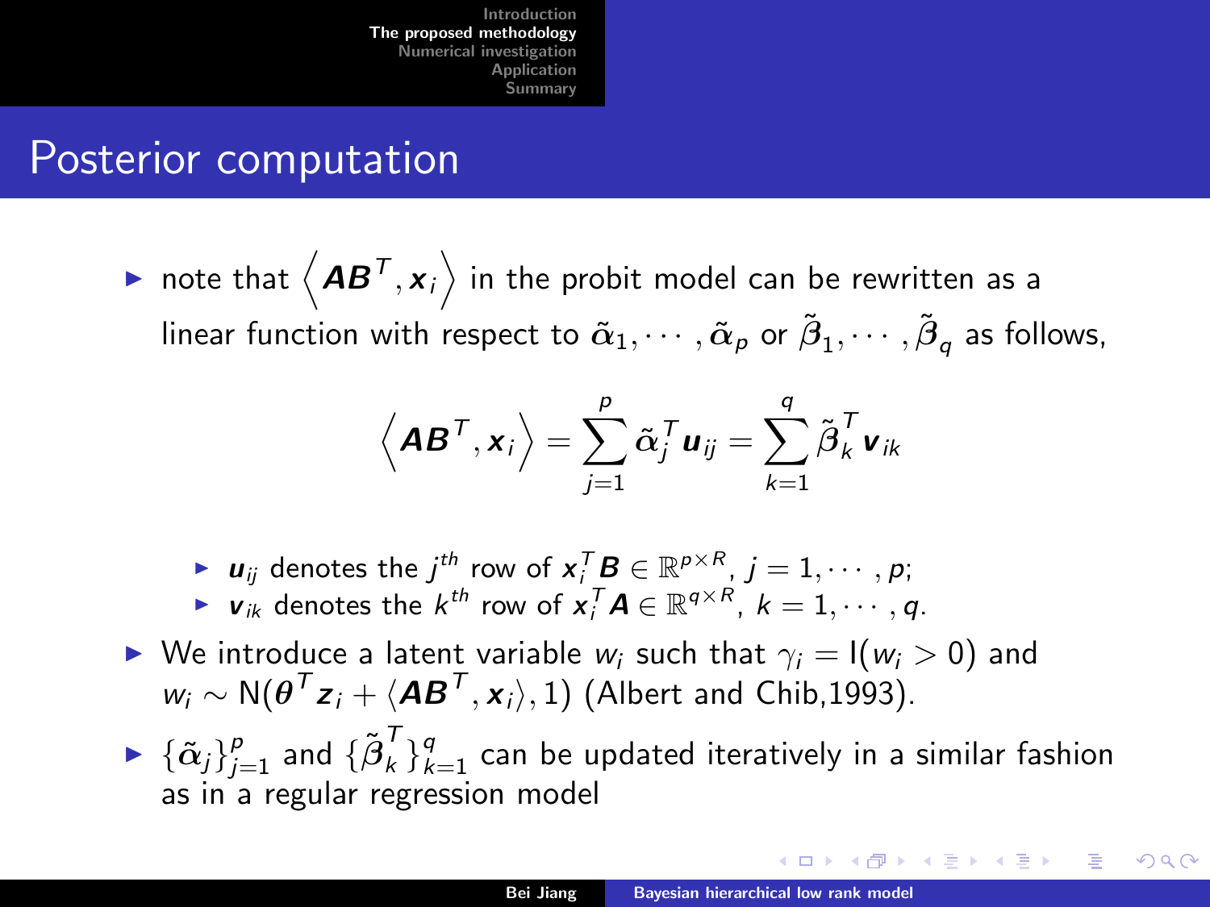## Posterior computation

- note that $\left\langle \boldsymbol{A}\boldsymbol{B}^T, \boldsymbol{x}_i \right\rangle$ in the probit model can be rewritten as a linear function with respect to $\tilde{\boldsymbol{\alpha}}_1, \cdots, \tilde{\boldsymbol{\alpha}}_p$ or $\tilde{\boldsymbol{\beta}}_1, \cdots, \tilde{\boldsymbol{\beta}}_q$ as follows,

$$\left\langle \boldsymbol{A}\boldsymbol{B}^T, \boldsymbol{x}_i \right\rangle = \sum_{j=1}^{p} \tilde{\boldsymbol{\alpha}}_j^T \boldsymbol{u}_{ij} = \sum_{k=1}^{q} \tilde{\boldsymbol{\beta}}_k^T \boldsymbol{v}_{ik}$$

  - $\boldsymbol{u}_{ij}$ denotes the $j^{th}$ row of $\boldsymbol{x}_i^T \boldsymbol{B} \in \mathbb{R}^{p \times R}$, $j = 1, \cdots, p$;
  - $\boldsymbol{v}_{ik}$ denotes the $k^{th}$ row of $\boldsymbol{x}_i^T \boldsymbol{A} \in \mathbb{R}^{q \times R}$, $k = 1, \cdots, q$.
- We introduce a latent variable $w_i$ such that $\gamma_i = \mathrm{I}(w_i > 0)$ and $w_i \sim \mathrm{N}(\boldsymbol{\theta}^T \boldsymbol{z}_i + \langle \boldsymbol{A}\boldsymbol{B}^T, \boldsymbol{x}_i \rangle, 1)$ (Albert and Chib,1993).
- $\{\tilde{\boldsymbol{\alpha}}_j\}_{j=1}^p$ and $\{\tilde{\boldsymbol{\beta}}_k^T\}_{k=1}^q$ can be updated iteratively in a similar fashion as in a regular regression model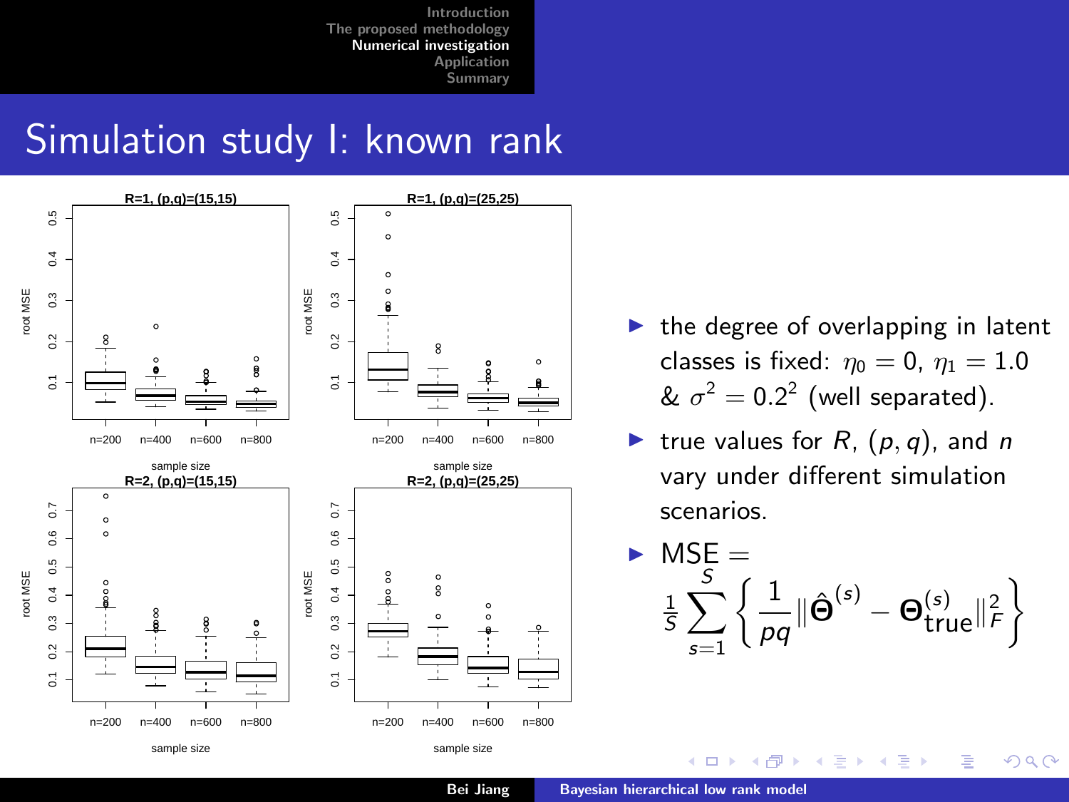# Simulation study I: known rank

- the degree of overlapping in latent classes is fixed: $\eta_0 = 0$, $\eta_1 = 1.0$ & $\sigma^2 = 0.2^2$ (well separated).
- true values for $R$, $(p, q)$, and $n$ vary under different simulation scenarios.
- $$\text{MSE} = \frac{1}{S}\sum_{s=1}^{S}\left\{\frac{1}{pq}\|\hat{\mathbf{\Theta}}^{(s)} - \mathbf{\Theta}_{\text{true}}^{(s)}\|_F^2\right\}$$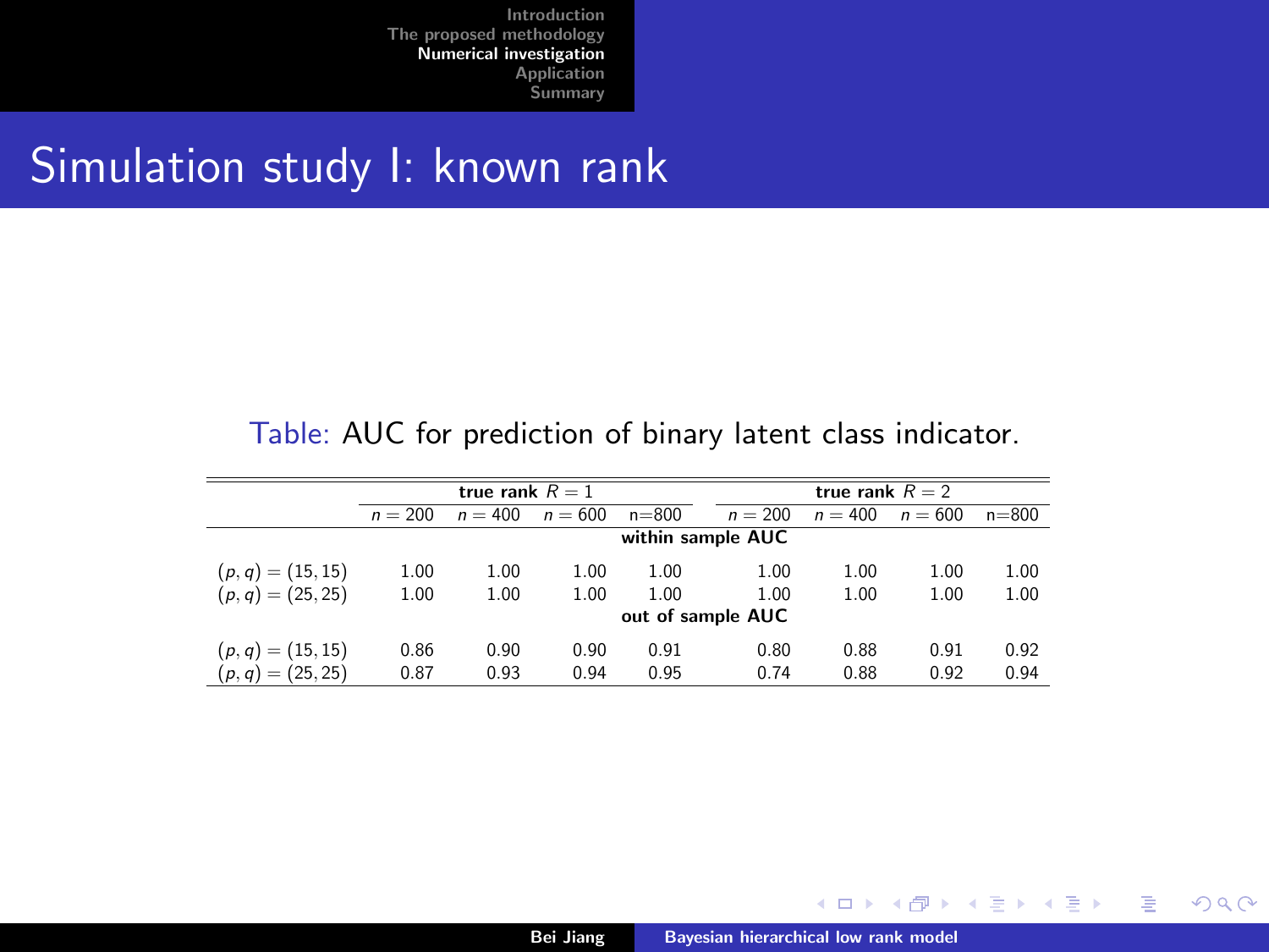## Simulation study I: known rank

Table: AUC for prediction of binary latent class indicator.

| | **true rank** $R = 1$ | | | | **true rank** $R = 2$ | | | |
|---|---|---|---|---|---|---|---|---|
| | $n = 200$ | $n = 400$ | $n = 600$ | n=800 | $n = 200$ | $n = 400$ | $n = 600$ | n=800 |
| **within sample AUC** | | | | | | | | |
| $(p, q) = (15, 15)$ | 1.00 | 1.00 | 1.00 | 1.00 | 1.00 | 1.00 | 1.00 | 1.00 |
| $(p, q) = (25, 25)$ | 1.00 | 1.00 | 1.00 | 1.00 | 1.00 | 1.00 | 1.00 | 1.00 |
| **out of sample AUC** | | | | | | | | |
| $(p, q) = (15, 15)$ | 0.86 | 0.90 | 0.90 | 0.91 | 0.80 | 0.88 | 0.91 | 0.92 |
| $(p, q) = (25, 25)$ | 0.87 | 0.93 | 0.94 | 0.95 | 0.74 | 0.88 | 0.92 | 0.94 |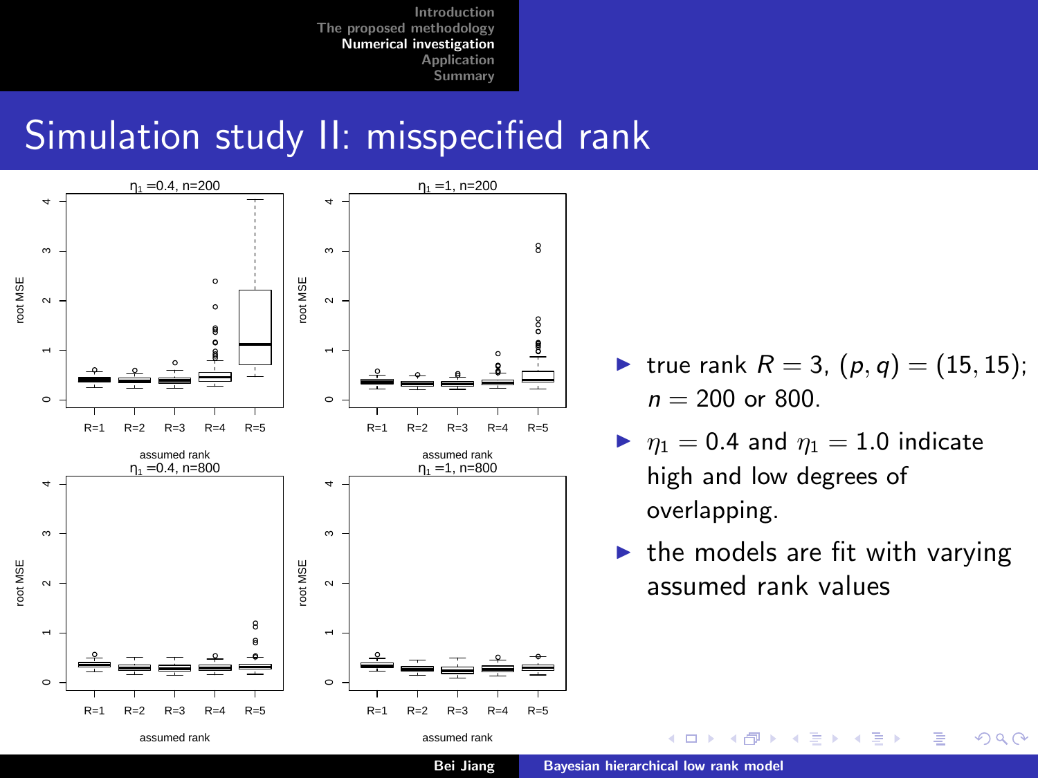# Simulation study II: misspecified rank

- true rank $R = 3$, $(p, q) = (15, 15)$; $n = 200$ or $800$.
- $\eta_1 = 0.4$ and $\eta_1 = 1.0$ indicate high and low degrees of overlapping.
- the models are fit with varying assumed rank values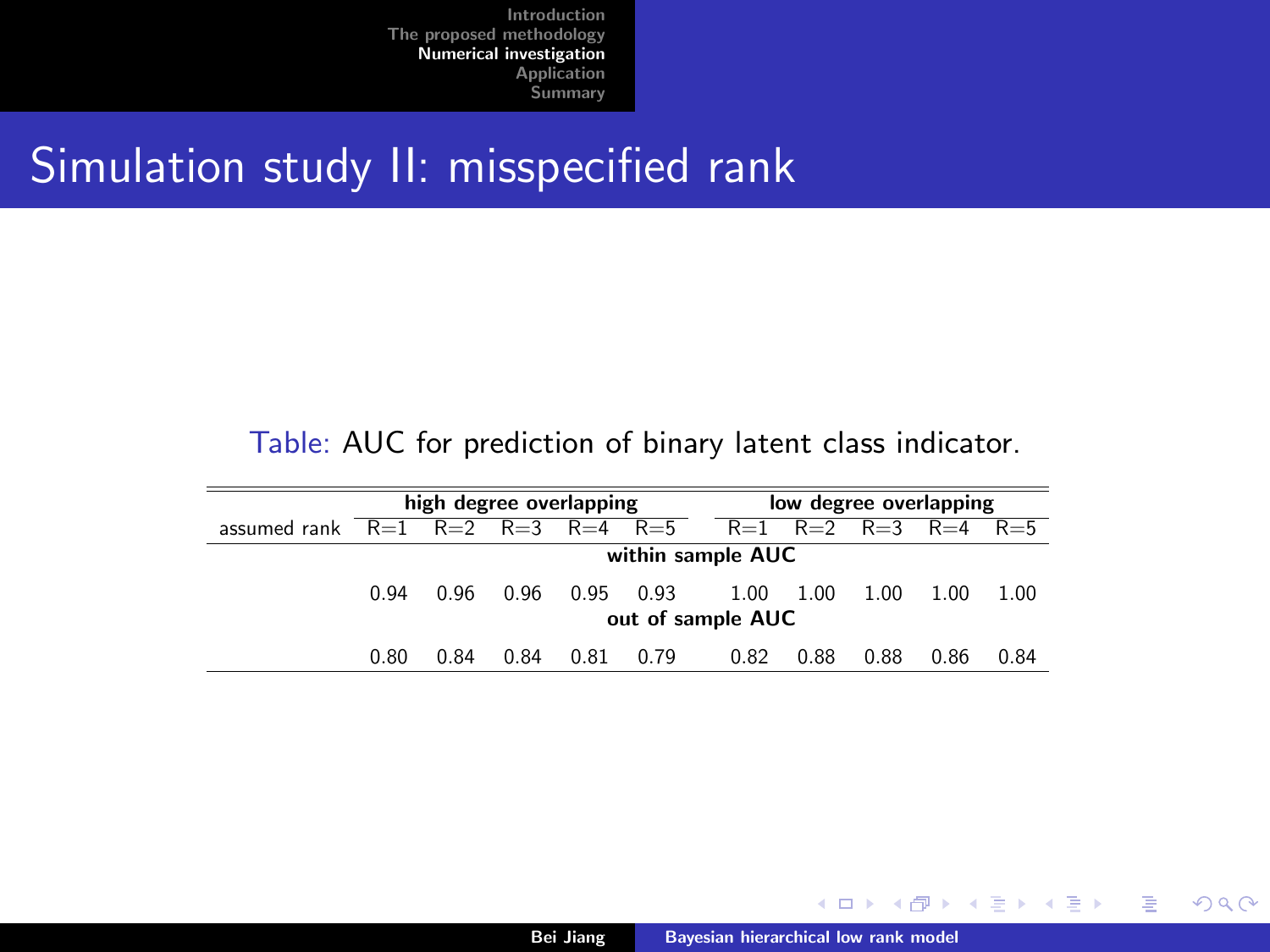# Simulation study II: misspecified rank

Table: AUC for prediction of binary latent class indicator.

| | high degree overlapping | | | | | low degree overlapping | | | | |
|---|---|---|---|---|---|---|---|---|---|---|
| assumed rank | R=1 | R=2 | R=3 | R=4 | R=5 | R=1 | R=2 | R=3 | R=4 | R=5 |
| **within sample AUC** | | | | | | | | | | |
| | 0.94 | 0.96 | 0.96 | 0.95 | 0.93 | 1.00 | 1.00 | 1.00 | 1.00 | 1.00 |
| **out of sample AUC** | | | | | | | | | | |
| | 0.80 | 0.84 | 0.84 | 0.81 | 0.79 | 0.82 | 0.88 | 0.88 | 0.86 | 0.84 |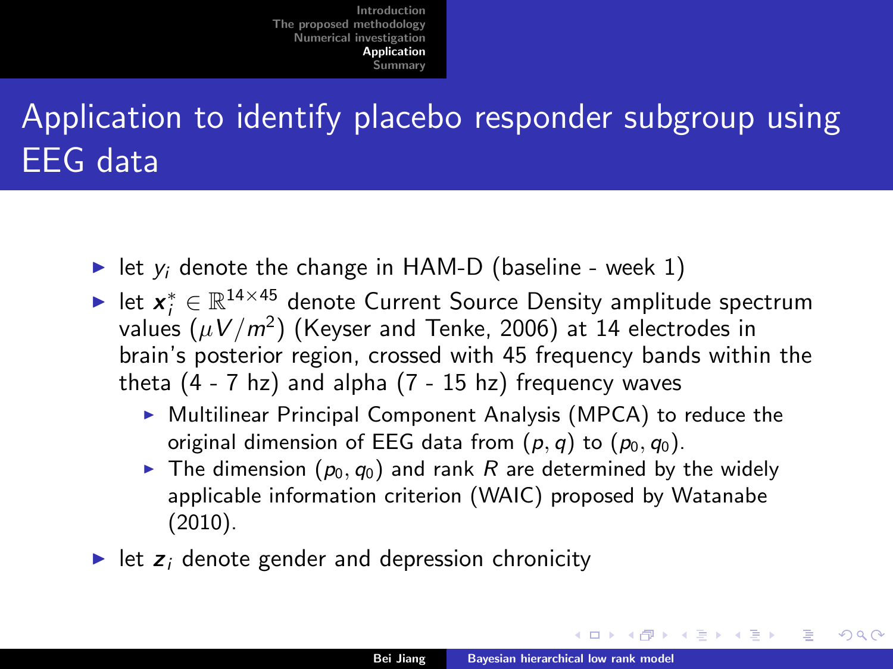# Application to identify placebo responder subgroup using EEG data

- let $y_i$ denote the change in HAM-D (baseline - week 1)
- let $\boldsymbol{x}_i^* \in \mathbb{R}^{14\times 45}$ denote Current Source Density amplitude spectrum values ($\mu V/m^2$) (Keyser and Tenke, 2006) at 14 electrodes in brain's posterior region, crossed with 45 frequency bands within the theta (4 - 7 hz) and alpha (7 - 15 hz) frequency waves
  - Multilinear Principal Component Analysis (MPCA) to reduce the original dimension of EEG data from $(p, q)$ to $(p_0, q_0)$.
  - The dimension $(p_0, q_0)$ and rank $R$ are determined by the widely applicable information criterion (WAIC) proposed by Watanabe (2010).
- let $\boldsymbol{z}_i$ denote gender and depression chronicity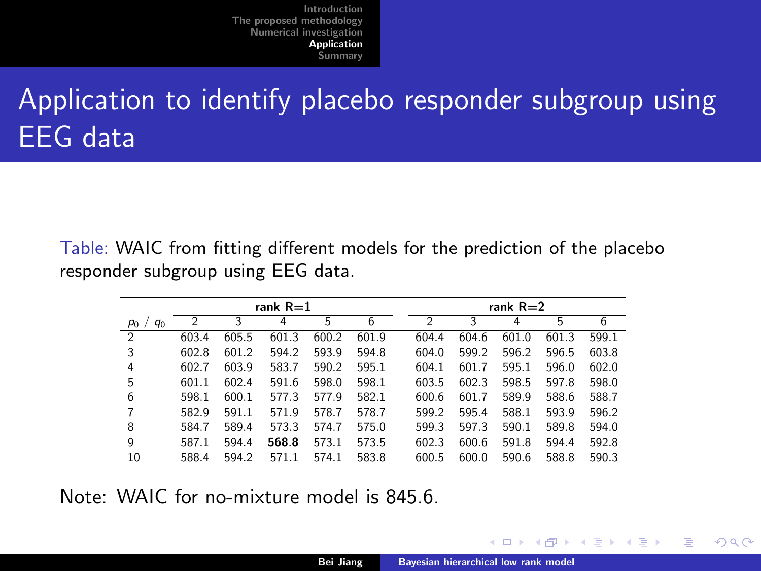# Application to identify placebo responder subgroup using EEG data

Table: WAIC from fitting different models for the prediction of the placebo responder subgroup using EEG data.

| | rank R=1 | | | | | rank R=2 | | | | |
|---|---|---|---|---|---|---|---|---|---|---|
| $p_0$ / $q_0$ | 2 | 3 | 4 | 5 | 6 | 2 | 3 | 4 | 5 | 6 |
| 2 | 603.4 | 605.5 | 601.3 | 600.2 | 601.9 | 604.4 | 604.6 | 601.0 | 601.3 | 599.1 |
| 3 | 602.8 | 601.2 | 594.2 | 593.9 | 594.8 | 604.0 | 599.2 | 596.2 | 596.5 | 603.8 |
| 4 | 602.7 | 603.9 | 583.7 | 590.2 | 595.1 | 604.1 | 601.7 | 595.1 | 596.0 | 602.0 |
| 5 | 601.1 | 602.4 | 591.6 | 598.0 | 598.1 | 603.5 | 602.3 | 598.5 | 597.8 | 598.0 |
| 6 | 598.1 | 600.1 | 577.3 | 577.9 | 582.1 | 600.6 | 601.7 | 589.9 | 588.6 | 588.7 |
| 7 | 582.9 | 591.1 | 571.9 | 578.7 | 578.7 | 599.2 | 595.4 | 588.1 | 593.9 | 596.2 |
| 8 | 584.7 | 589.4 | 573.3 | 574.7 | 575.0 | 599.3 | 597.3 | 590.1 | 589.8 | 594.0 |
| 9 | 587.1 | 594.4 | **568.8** | 573.1 | 573.5 | 602.3 | 600.6 | 591.8 | 594.4 | 592.8 |
| 10 | 588.4 | 594.2 | 571.1 | 574.1 | 583.8 | 600.5 | 600.0 | 590.6 | 588.8 | 590.3 |

Note: WAIC for no-mixture model is 845.6.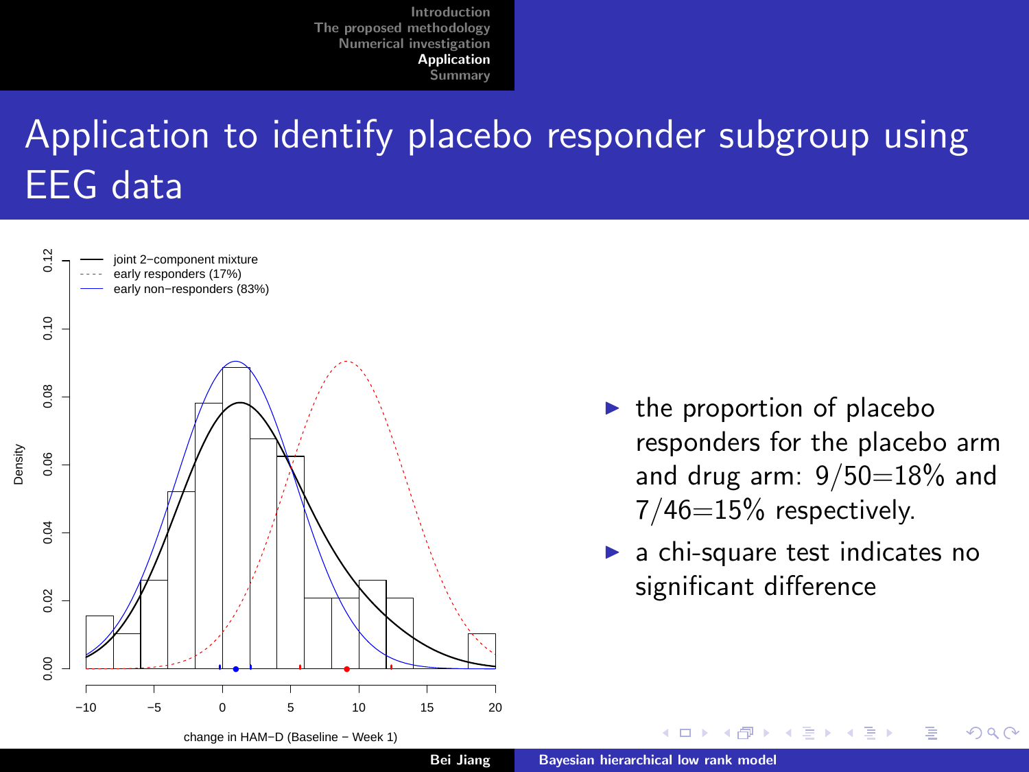# Application to identify placebo responder subgroup using EEG data

- the proportion of placebo responders for the placebo arm and drug arm: 9/50=18% and 7/46=15% respectively.
- a chi-square test indicates no significant difference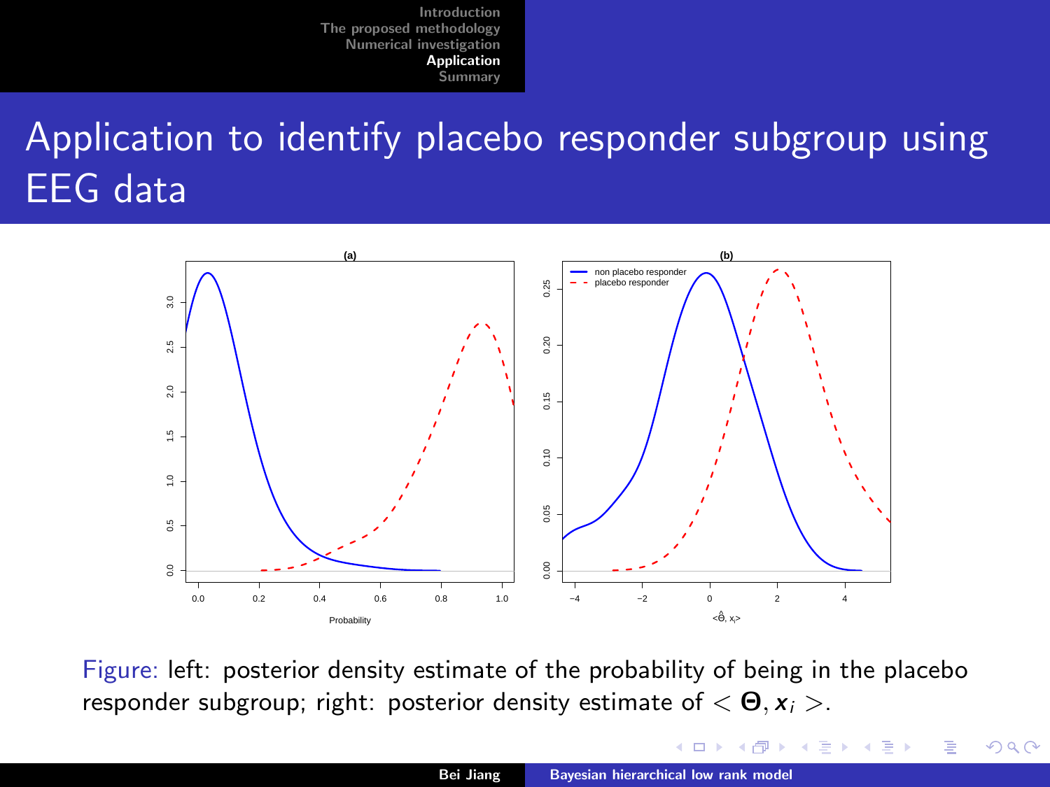# Application to identify placebo responder subgroup using EEG data

Figure: left: posterior density estimate of the probability of being in the placebo responder subgroup; right: posterior density estimate of $< \boldsymbol{\Theta}, \boldsymbol{x}_i >$.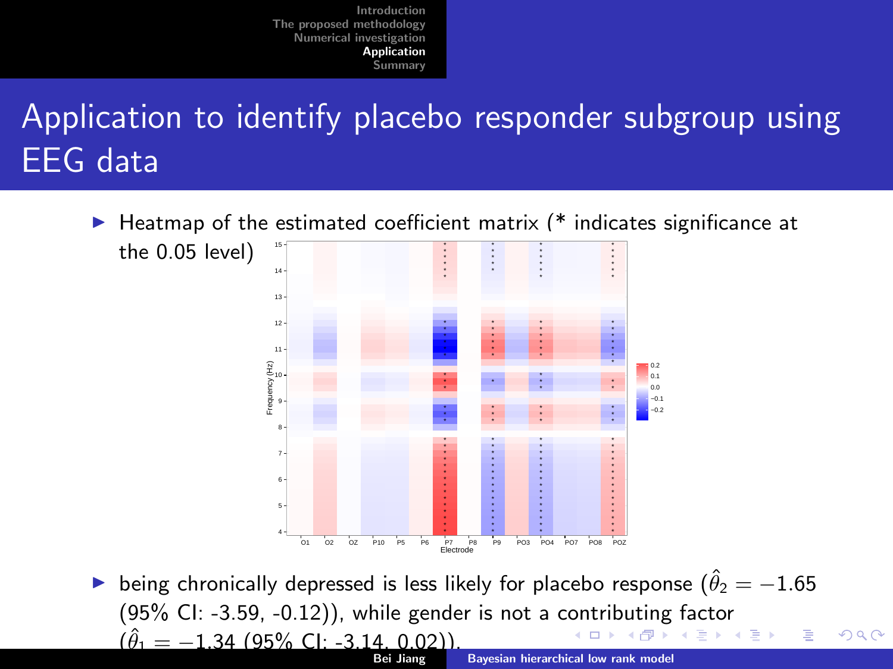# Application to identify placebo responder subgroup using EEG data

- Heatmap of the estimated coefficient matrix (* indicates significance at the 0.05 level)

- being chronically depressed is less likely for placebo response ($\hat{\theta}_2 = -1.65$ (95% CI: -3.59, -0.12)), while gender is not a contributing factor ($\hat{\theta}_1 = -1.34$ (95% CI: -3.14, 0.02)).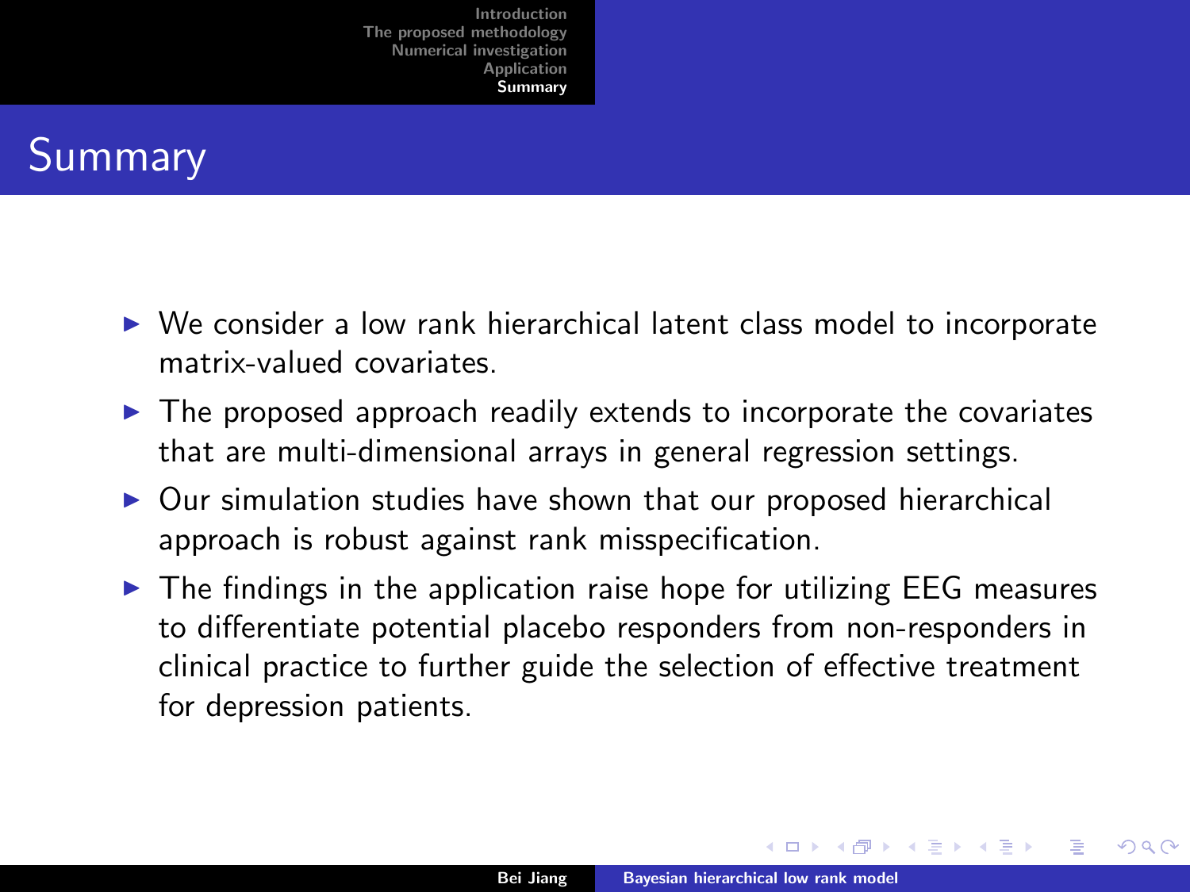# Summary

- We consider a low rank hierarchical latent class model to incorporate matrix-valued covariates.
- The proposed approach readily extends to incorporate the covariates that are multi-dimensional arrays in general regression settings.
- Our simulation studies have shown that our proposed hierarchical approach is robust against rank misspecification.
- The findings in the application raise hope for utilizing EEG measures to differentiate potential placebo responders from non-responders in clinical practice to further guide the selection of effective treatment for depression patients.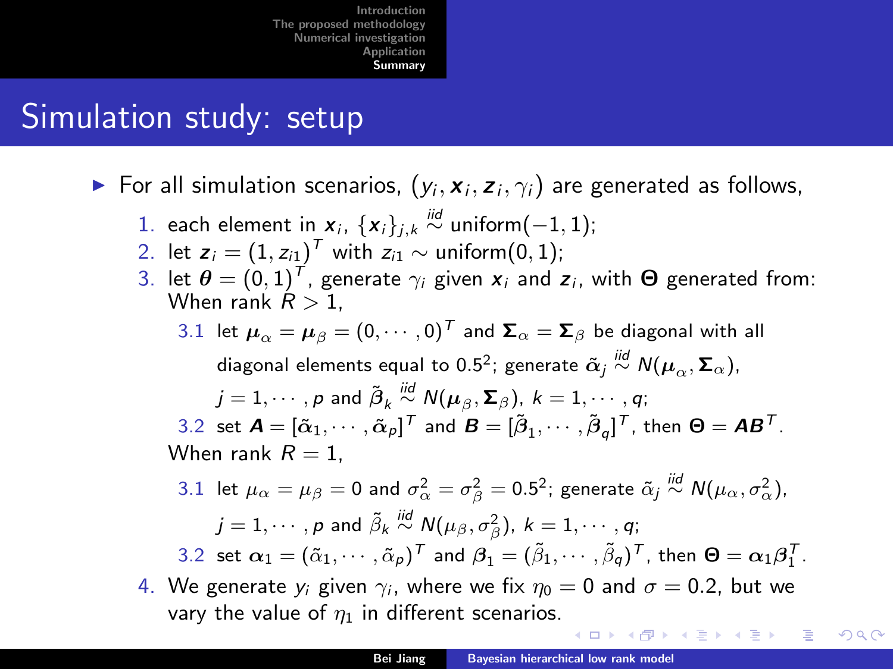## Simulation study: setup

- For all simulation scenarios, $(y_i, \boldsymbol{x}_i, \boldsymbol{z}_i, \gamma_i)$ are generated as follows,
  1. each element in $\boldsymbol{x}_i$, $\{\boldsymbol{x}_i\}_{j,k} \overset{iid}{\sim}$ uniform$(-1, 1)$;
  2. let $\boldsymbol{z}_i = (1, z_{i1})^T$ with $z_{i1} \sim$ uniform$(0, 1)$;
  3. let $\boldsymbol{\theta} = (0, 1)^T$, generate $\gamma_i$ given $\boldsymbol{x}_i$ and $\boldsymbol{z}_i$, with $\boldsymbol{\Theta}$ generated from:
     When rank $R > 1$,
     - 3.1 let $\boldsymbol{\mu}_\alpha = \boldsymbol{\mu}_\beta = (0, \cdots, 0)^T$ and $\boldsymbol{\Sigma}_\alpha = \boldsymbol{\Sigma}_\beta$ be diagonal with all diagonal elements equal to $0.5^2$; generate $\tilde{\boldsymbol{\alpha}}_j \overset{iid}{\sim} N(\boldsymbol{\mu}_\alpha, \boldsymbol{\Sigma}_\alpha)$, $j = 1, \cdots, p$ and $\tilde{\boldsymbol{\beta}}_k \overset{iid}{\sim} N(\boldsymbol{\mu}_\beta, \boldsymbol{\Sigma}_\beta)$, $k = 1, \cdots, q$;
     - 3.2 set $\boldsymbol{A} = [\tilde{\boldsymbol{\alpha}}_1, \cdots, \tilde{\boldsymbol{\alpha}}_p]^T$ and $\boldsymbol{B} = [\tilde{\boldsymbol{\beta}}_1, \cdots, \tilde{\boldsymbol{\beta}}_q]^T$, then $\boldsymbol{\Theta} = \boldsymbol{A}\boldsymbol{B}^T$.

     When rank $R = 1$,
     - 3.1 let $\mu_\alpha = \mu_\beta = 0$ and $\sigma_\alpha^2 = \sigma_\beta^2 = 0.5^2$; generate $\tilde{\alpha}_j \overset{iid}{\sim} N(\mu_\alpha, \sigma_\alpha^2)$, $j = 1, \cdots, p$ and $\tilde{\beta}_k \overset{iid}{\sim} N(\mu_\beta, \sigma_\beta^2)$, $k = 1, \cdots, q$;
     - 3.2 set $\boldsymbol{\alpha}_1 = (\tilde{\alpha}_1, \cdots, \tilde{\alpha}_p)^T$ and $\boldsymbol{\beta}_1 = (\tilde{\beta}_1, \cdots, \tilde{\beta}_q)^T$, then $\boldsymbol{\Theta} = \boldsymbol{\alpha}_1 \boldsymbol{\beta}_1^T$.
  4. We generate $y_i$ given $\gamma_i$, where we fix $\eta_0 = 0$ and $\sigma = 0.2$, but we vary the value of $\eta_1$ in different scenarios.